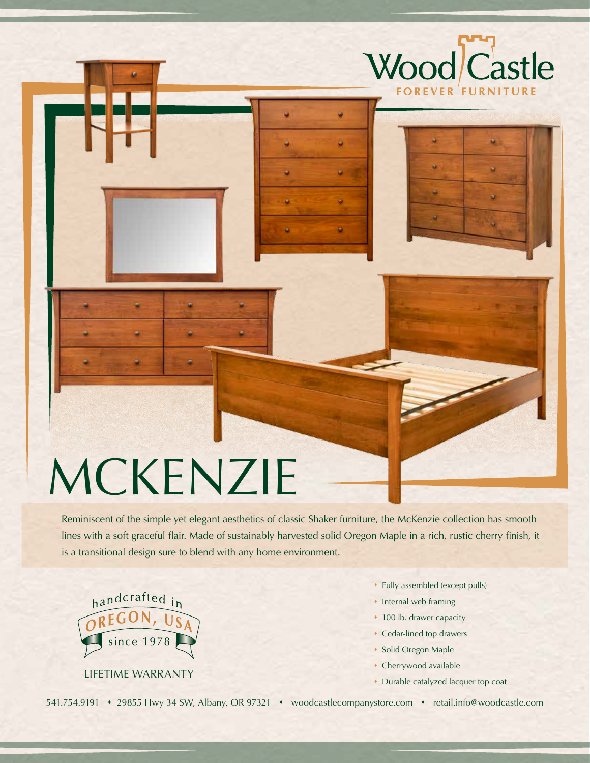Wood Castle
FOREVER FURNITURE

# MCKENZIE

Reminiscent of the simple yet elegant aesthetics of classic Shaker furniture, the McKenzie collection has smooth lines with a soft graceful flair. Made of sustainably harvested solid Oregon Maple in a rich, rustic cherry finish, it is a transitional design sure to blend with any home environment.

handcrafted in
OREGON, USA
since 1978

LIFETIME WARRANTY

- Fully assembled (except pulls)
- Internal web framing
- 100 lb. drawer capacity
- Cedar-lined top drawers
- Solid Oregon Maple
- Cherrywood available
- Durable catalyzed lacquer top coat

541.754.9191 • 29855 Hwy 34 SW, Albany, OR 97321 • woodcastlecompanystore.com • retail.info@woodcastle.com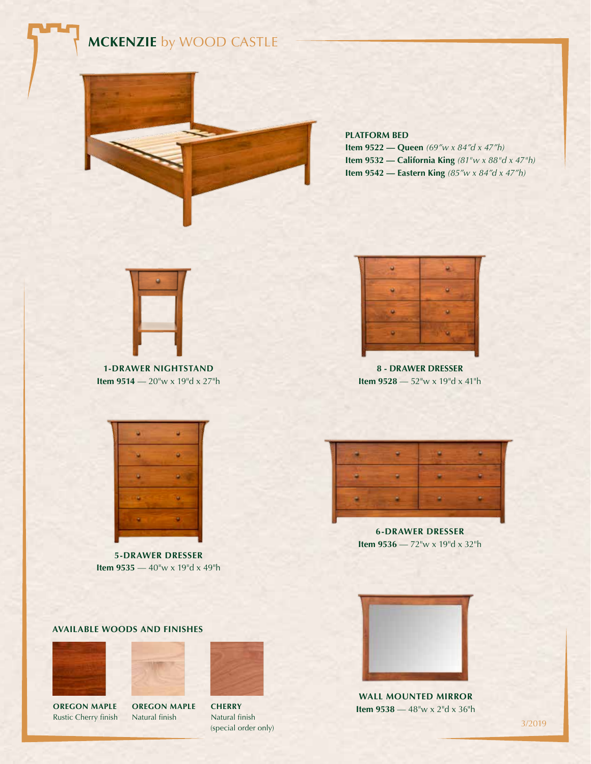# MCKENZIE by WOOD CASTLE

**PLATFORM BED**

**Item 9522 — Queen** *(69″w x 84″d x 47″h)*

**Item 9532 — California King** *(81"w x 88"d x 47"h)*

**Item 9542 — Eastern King** *(85″w x 84″d x 47″h)*

**1-DRAWER NIGHTSTAND**

**Item 9514** — 20"w x 19"d x 27"h

**8 - DRAWER DRESSER**

**Item 9528** — 52"w x 19"d x 41"h

**5-DRAWER DRESSER**

**Item 9535** — 40"w x 19"d x 49"h

**6-DRAWER DRESSER**

**Item 9536** — 72"w x 19"d x 32"h

**WALL MOUNTED MIRROR**

**Item 9538** — 48"w x 2"d x 36"h

## AVAILABLE WOODS AND FINISHES

**OREGON MAPLE**
Rustic Cherry finish

**OREGON MAPLE**
Natural finish

**CHERRY**
Natural finish
(special order only)

3/2019